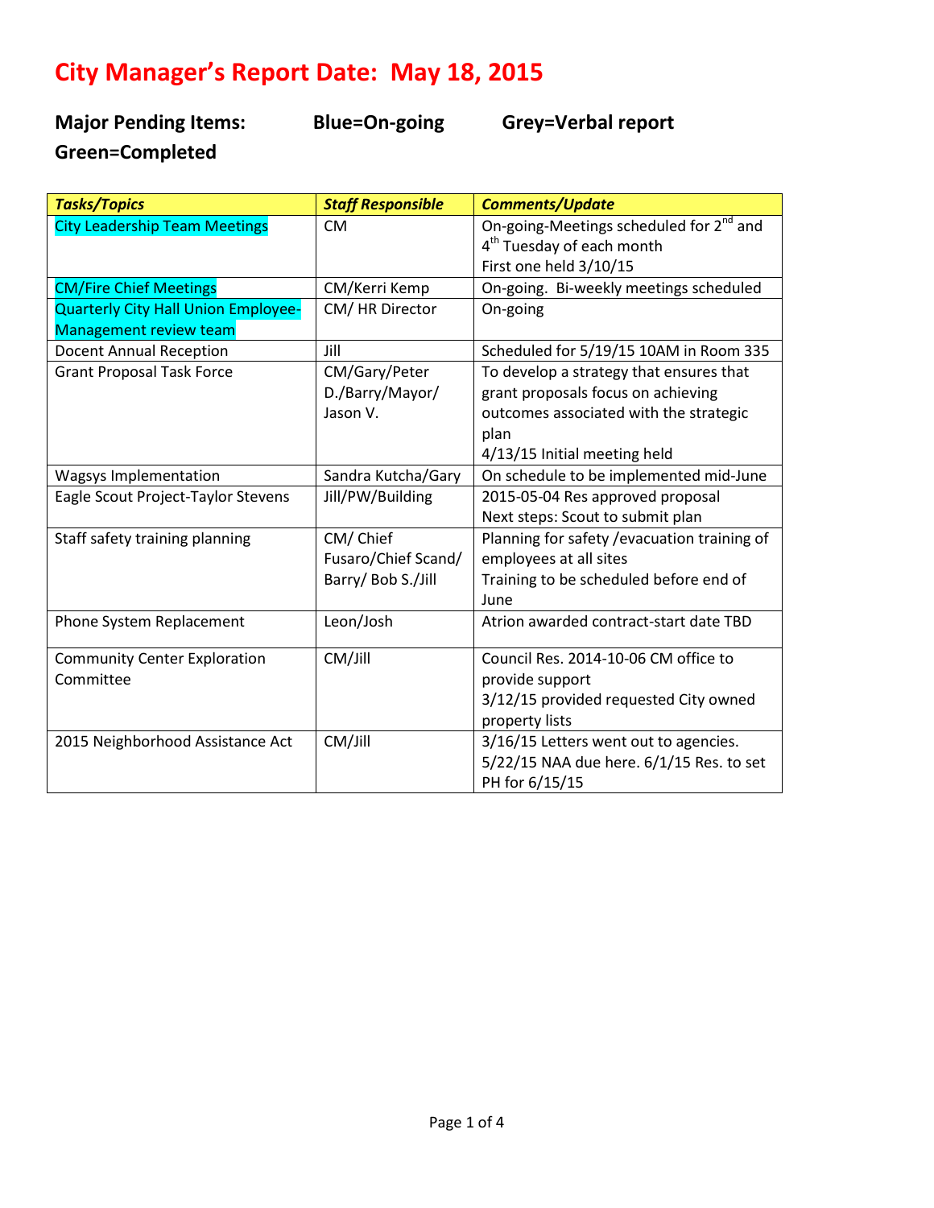# City Manager's Report Date: May 18, 2015

**Major Pending Items: Blue=On-going Grey=Verbal report Green=Completed**

| ***Tasks/Topics*** | ***Staff Responsible*** | ***Comments/Update*** |
|---|---|---|
| City Leadership Team Meetings | CM | On-going-Meetings scheduled for 2nd and 4th Tuesday of each month<br>First one held 3/10/15 |
| CM/Fire Chief Meetings | CM/Kerri Kemp | On-going. Bi-weekly meetings scheduled |
| Quarterly City Hall Union Employee-Management review team | CM/ HR Director | On-going |
| Docent Annual Reception | Jill | Scheduled for 5/19/15 10AM in Room 335 |
| Grant Proposal Task Force | CM/Gary/Peter D./Barry/Mayor/ Jason V. | To develop a strategy that ensures that grant proposals focus on achieving outcomes associated with the strategic plan<br>4/13/15 Initial meeting held |
| Wagsys Implementation | Sandra Kutcha/Gary | On schedule to be implemented mid-June |
| Eagle Scout Project-Taylor Stevens | Jill/PW/Building | 2015-05-04 Res approved proposal<br>Next steps: Scout to submit plan |
| Staff safety training planning | CM/ Chief Fusaro/Chief Scand/ Barry/ Bob S./Jill | Planning for safety /evacuation training of employees at all sites<br>Training to be scheduled before end of June |
| Phone System Replacement | Leon/Josh | Atrion awarded contract-start date TBD |
| Community Center Exploration Committee | CM/Jill | Council Res. 2014-10-06 CM office to provide support<br>3/12/15 provided requested City owned property lists |
| 2015 Neighborhood Assistance Act | CM/Jill | 3/16/15 Letters went out to agencies.<br>5/22/15 NAA due here. 6/1/15 Res. to set PH for 6/15/15 |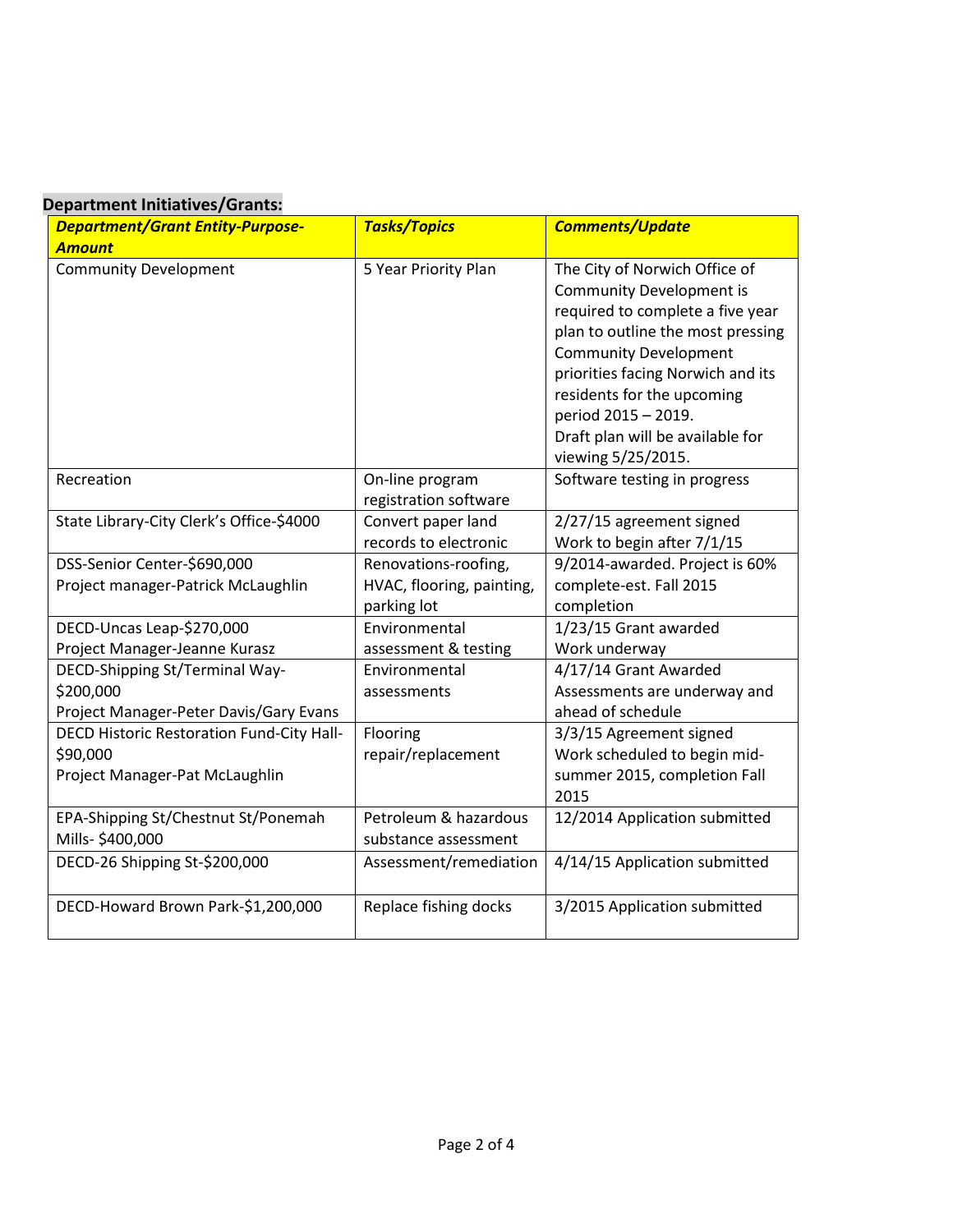**Department Initiatives/Grants:**

| ***Department/Grant Entity-Purpose-Amount*** | ***Tasks/Topics*** | ***Comments/Update*** |
|---|---|---|
| Community Development | 5 Year Priority Plan | The City of Norwich Office of Community Development is required to complete a five year plan to outline the most pressing Community Development priorities facing Norwich and its residents for the upcoming period 2015 – 2019.<br>Draft plan will be available for viewing 5/25/2015. |
| Recreation | On-line program registration software | Software testing in progress |
| State Library-City Clerk's Office-$4000 | Convert paper land records to electronic | 2/27/15 agreement signed<br>Work to begin after 7/1/15 |
| DSS-Senior Center-$690,000<br>Project manager-Patrick McLaughlin | Renovations-roofing, HVAC, flooring, painting, parking lot | 9/2014-awarded. Project is 60% complete-est. Fall 2015 completion |
| DECD-Uncas Leap-$270,000<br>Project Manager-Jeanne Kurasz | Environmental assessment & testing | 1/23/15 Grant awarded<br>Work underway |
| DECD-Shipping St/Terminal Way-$200,000<br>Project Manager-Peter Davis/Gary Evans | Environmental assessments | 4/17/14 Grant Awarded<br>Assessments are underway and ahead of schedule |
| DECD Historic Restoration Fund-City Hall-$90,000<br>Project Manager-Pat McLaughlin | Flooring repair/replacement | 3/3/15 Agreement signed<br>Work scheduled to begin mid-summer 2015, completion Fall 2015 |
| EPA-Shipping St/Chestnut St/Ponemah Mills- $400,000 | Petroleum & hazardous substance assessment | 12/2014 Application submitted |
| DECD-26 Shipping St-$200,000 | Assessment/remediation | 4/14/15 Application submitted |
| DECD-Howard Brown Park-$1,200,000 | Replace fishing docks | 3/2015 Application submitted |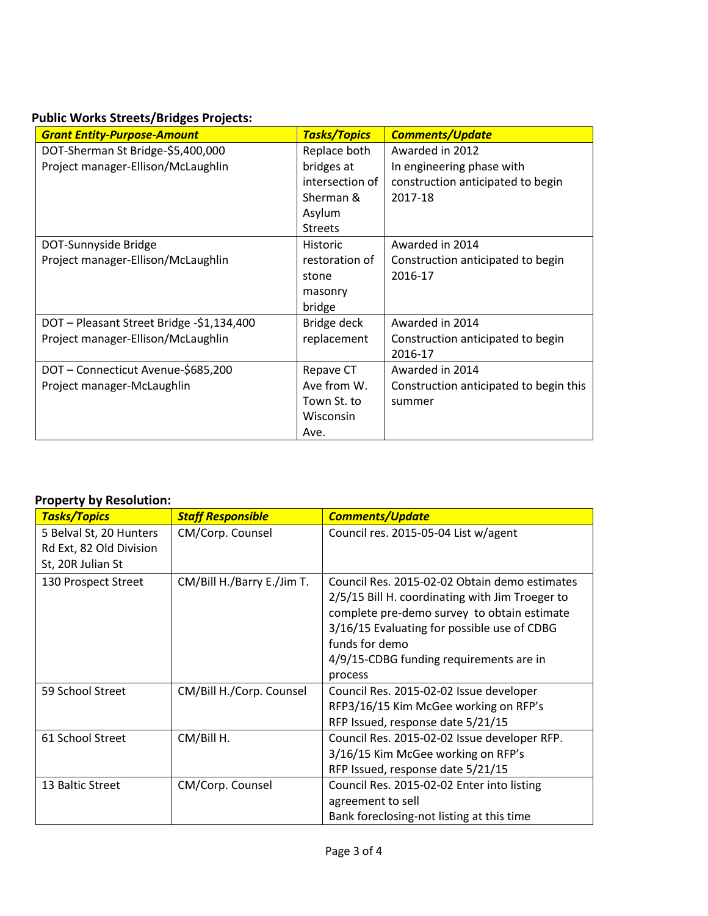**Public Works Streets/Bridges Projects:**

| ***Grant Entity-Purpose-Amount*** | ***Tasks/Topics*** | ***Comments/Update*** |
|---|---|---|
| DOT-Sherman St Bridge-$5,400,000<br>Project manager-Ellison/McLaughlin | Replace both bridges at intersection of Sherman & Asylum Streets | Awarded in 2012<br>In engineering phase with construction anticipated to begin 2017-18 |
| DOT-Sunnyside Bridge<br>Project manager-Ellison/McLaughlin | Historic restoration of stone masonry bridge | Awarded in 2014<br>Construction anticipated to begin 2016-17 |
| DOT – Pleasant Street Bridge -$1,134,400<br>Project manager-Ellison/McLaughlin | Bridge deck replacement | Awarded in 2014<br>Construction anticipated to begin 2016-17 |
| DOT – Connecticut Avenue-$685,200<br>Project manager-McLaughlin | Repave CT Ave from W. Town St. to Wisconsin Ave. | Awarded in 2014<br>Construction anticipated to begin this summer |

**Property by Resolution:**

| ***Tasks/Topics*** | ***Staff Responsible*** | ***Comments/Update*** |
|---|---|---|
| 5 Belval St, 20 Hunters Rd Ext, 82 Old Division St, 20R Julian St | CM/Corp. Counsel | Council res. 2015-05-04 List w/agent |
| 130 Prospect Street | CM/Bill H./Barry E./Jim T. | Council Res. 2015-02-02 Obtain demo estimates<br>2/5/15 Bill H. coordinating with Jim Troeger to complete pre-demo survey to obtain estimate<br>3/16/15 Evaluating for possible use of CDBG funds for demo<br>4/9/15-CDBG funding requirements are in process |
| 59 School Street | CM/Bill H./Corp. Counsel | Council Res. 2015-02-02 Issue developer RFP3/16/15 Kim McGee working on RFP's<br>RFP Issued, response date 5/21/15 |
| 61 School Street | CM/Bill H. | Council Res. 2015-02-02 Issue developer RFP.<br>3/16/15 Kim McGee working on RFP's<br>RFP Issued, response date 5/21/15 |
| 13 Baltic Street | CM/Corp. Counsel | Council Res. 2015-02-02 Enter into listing agreement to sell<br>Bank foreclosing-not listing at this time |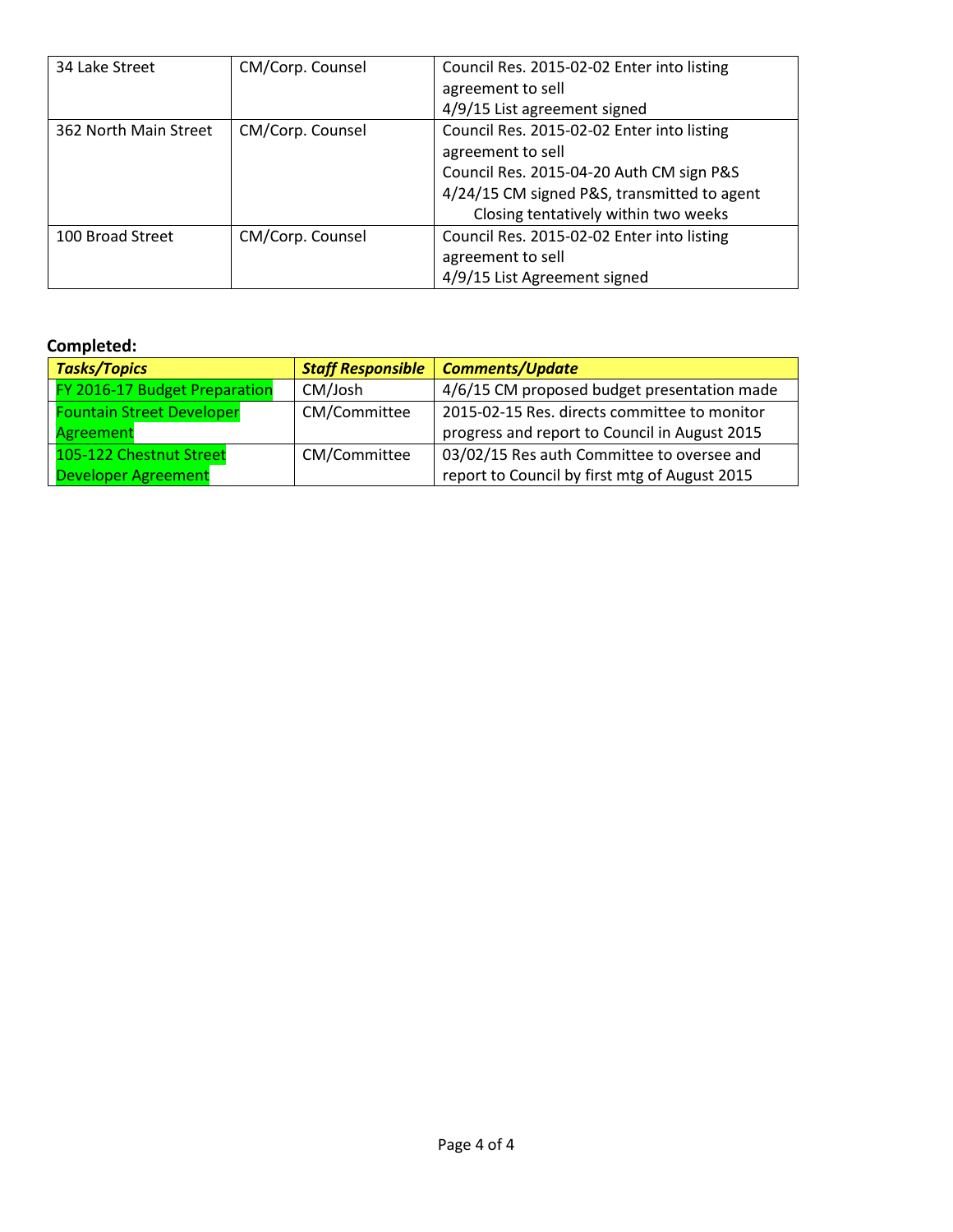| | | |
|---|---|---|
| 34 Lake Street | CM/Corp. Counsel | Council Res. 2015-02-02 Enter into listing agreement to sell<br>4/9/15 List agreement signed |
| 362 North Main Street | CM/Corp. Counsel | Council Res. 2015-02-02 Enter into listing agreement to sell<br>Council Res. 2015-04-20 Auth CM sign P&S<br>4/24/15 CM signed P&S, transmitted to agent<br>Closing tentatively within two weeks |
| 100 Broad Street | CM/Corp. Counsel | Council Res. 2015-02-02 Enter into listing agreement to sell<br>4/9/15 List Agreement signed |

**Completed:**

| ***Tasks/Topics*** | ***Staff Responsible*** | ***Comments/Update*** |
|---|---|---|
| FY 2016-17 Budget Preparation | CM/Josh | 4/6/15 CM proposed budget presentation made |
| Fountain Street Developer Agreement | CM/Committee | 2015-02-15 Res. directs committee to monitor progress and report to Council in August 2015 |
| 105-122 Chestnut Street Developer Agreement | CM/Committee | 03/02/15 Res auth Committee to oversee and report to Council by first mtg of August 2015 |